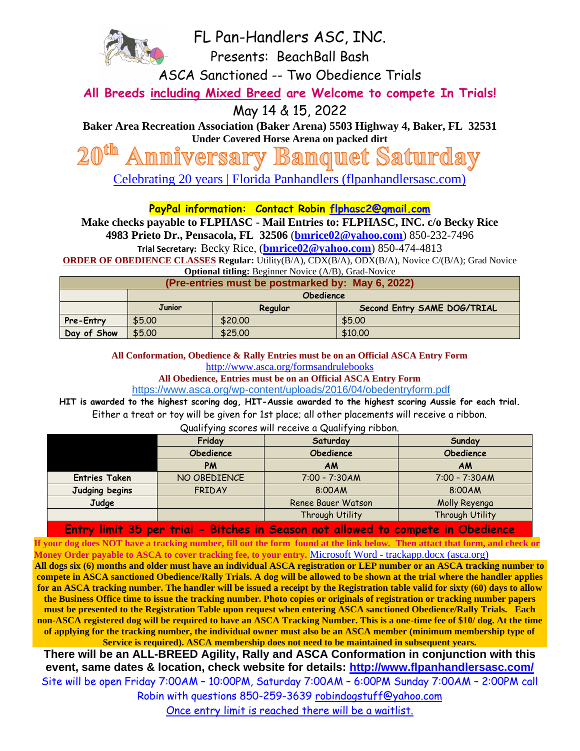# FL Pan-Handlers ASC, INC.

## Presents: BeachBall Bash

## ASCA Sanctioned -- Two Obedience Trials

**All Breeds including Mixed Breed are Welcome to compete In Trials!**

## May 14 & 15, 2022

**Baker Area Recreation Association (Baker Arena) 5503 Highway 4, Baker, FL 32531**

**Under Covered Horse Arena on packed dirt**

# 20th Anniversary Banquet Saturday

Celebrating 20 years | Florida Panhandlers (flpanhandlersasc.com)

**PayPal information: Contact Robin flphasc2@gmail.com**

**Make checks payable to FLPHASC - Mail Entries to: FLPHASC, INC. c/o Becky Rice**

**4983 Prieto Dr., Pensacola, FL 32506** (**bmrice02@yahoo.com**) 850-232-7496

**Trial Secretary:** Becky Rice, (**bmrice02@yahoo.com**) 850-474-4813

**ORDER OF OBEDIENCE CLASSES** **Regular:** Utility(B/A), CDX(B/A), ODX(B/A), Novice C/(B/A); Grad Novice

**Optional titling:** Beginner Novice (A/B), Grad-Novice

| (Pre-entries must be postmarked by: May 6, 2022) | | | |
|---|---|---|---|
| | Obedience | | |
| | Junior | Regular | Second Entry SAME DOG/TRIAL |
| Pre-Entry | $5.00 | $20.00 | $5.00 |
| Day of Show | $5.00 | $25.00 | $10.00 |

**All Conformation, Obedience & Rally Entries must be on an Official ASCA Entry Form**

http://www.asca.org/formsandrulebooks

**All Obedience, Entries must be on an Official ASCA Entry Form**

https://www.asca.org/wp-content/uploads/2016/04/obedentryform.pdf

**HIT is awarded to the highest scoring dog, HIT-Aussie awarded to the highest scoring Aussie for each trial.**

Either a treat or toy will be given for 1st place; all other placements will receive a ribbon.

Qualifying scores will receive a Qualifying ribbon.

| | Friday | Saturday | Sunday |
|---|---|---|---|
| | Obedience | Obedience | Obedience |
| | PM | AM | AM |
| Entries Taken | NO OBEDIENCE | 7:00 - 7:30AM | 7:00 - 7:30AM |
| Judging begins | FRIDAY | 8:00AM | 8:00AM |
| Judge | | Renee Bauer Watson | Molly Reyenga |
| | | Through Utility | Through Utility |

**Entry limit 35 per trial - Bitches in Season not allowed to compete in Obedience**

**If your dog does NOT have a tracking number, fill out the form found at the link below. Then attact that form, and check or Money Order payable to ASCA to cover tracking fee, to your entry.** Microsoft Word - trackapp.docx (asca.org)

**All dogs six (6) months and older must have an individual ASCA registration or LEP number or an ASCA tracking number to compete in ASCA sanctioned Obedience/Rally Trials. A dog will be allowed to be shown at the trial where the handler applies for an ASCA tracking number. The handler will be issued a receipt by the Registration table valid for sixty (60) days to allow the Business Office time to issue the tracking number. Photo copies or originals of registration or tracking number papers must be presented to the Registration Table upon request when entering ASCA sanctioned Obedience/Rally Trials. Each non-ASCA registered dog will be required to have an ASCA Tracking Number. This is a one-time fee of $10/ dog. At the time of applying for the tracking number, the individual owner must also be an ASCA member (minimum membership type of Service is required). ASCA membership does not need to be maintained in subsequent years.**

**There will be an ALL-BREED Agility, Rally and ASCA Conformation in conjunction with this event, same dates & location, check website for details: http://www.flpanhandlersasc.com/**

Site will be open Friday 7:00AM – 10:00PM, Saturday 7:00AM – 6:00PM Sunday 7:00AM – 2:00PM call Robin with questions 850-259-3639 robindogstuff@yahoo.com

Once entry limit is reached there will be a waitlist.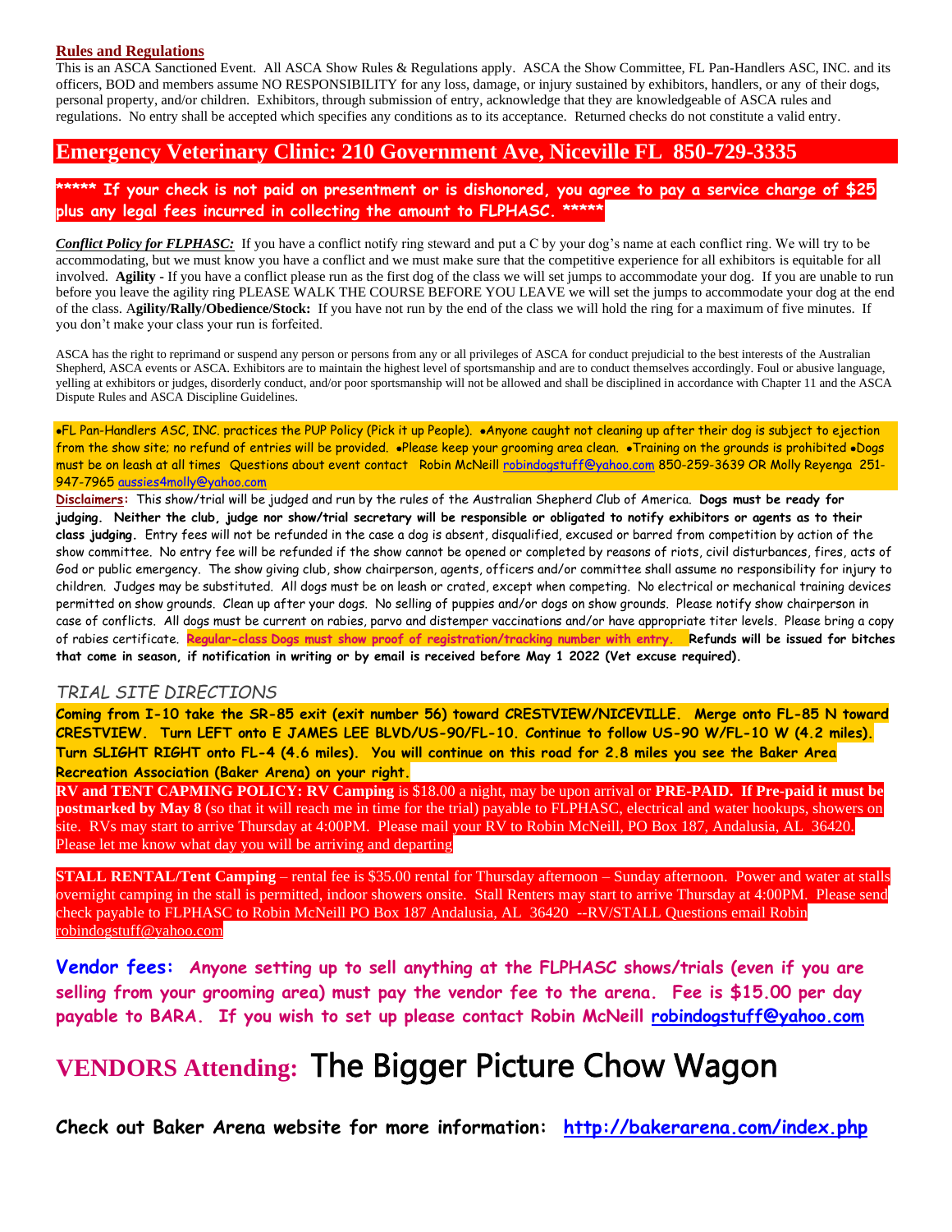**Rules and Regulations**

This is an ASCA Sanctioned Event. All ASCA Show Rules & Regulations apply. ASCA the Show Committee, FL Pan-Handlers ASC, INC. and its officers, BOD and members assume NO RESPONSIBILITY for any loss, damage, or injury sustained by exhibitors, handlers, or any of their dogs, personal property, and/or children. Exhibitors, through submission of entry, acknowledge that they are knowledgeable of ASCA rules and regulations. No entry shall be accepted which specifies any conditions as to its acceptance. Returned checks do not constitute a valid entry.

## Emergency Veterinary Clinic: 210 Government Ave, Niceville FL 850-729-3335

**\*\*\*\*\* If your check is not paid on presentment or is dishonored, you agree to pay a service charge of $25 plus any legal fees incurred in collecting the amount to FLPHASC. \*\*\*\*\***

***Conflict Policy for FLPHASC:*** If you have a conflict notify ring steward and put a C by your dog's name at each conflict ring. We will try to be accommodating, but we must know you have a conflict and we must make sure that the competitive experience for all exhibitors is equitable for all involved. **Agility -** If you have a conflict please run as the first dog of the class we will set jumps to accommodate your dog. If you are unable to run before you leave the agility ring PLEASE WALK THE COURSE BEFORE YOU LEAVE we will set the jumps to accommodate your dog at the end of the class. A**gility/Rally/Obedience/Stock:** If you have not run by the end of the class we will hold the ring for a maximum of five minutes. If you don't make your class your run is forfeited.

ASCA has the right to reprimand or suspend any person or persons from any or all privileges of ASCA for conduct prejudicial to the best interests of the Australian Shepherd, ASCA events or ASCA. Exhibitors are to maintain the highest level of sportsmanship and are to conduct themselves accordingly. Foul or abusive language, yelling at exhibitors or judges, disorderly conduct, and/or poor sportsmanship will not be allowed and shall be disciplined in accordance with Chapter 11 and the ASCA Dispute Rules and ASCA Discipline Guidelines.

•FL Pan-Handlers ASC, INC. practices the PUP Policy (Pick it up People). •Anyone caught not cleaning up after their dog is subject to ejection from the show site; no refund of entries will be provided. •Please keep your grooming area clean. •Training on the grounds is prohibited •Dogs must be on leash at all times Questions about event contact Robin McNeill robindogstuff@yahoo.com 850-259-3639 OR Molly Reyenga 251-947-7965 aussies4molly@yahoo.com

**Disclaimers:** This show/trial will be judged and run by the rules of the Australian Shepherd Club of America. **Dogs must be ready for judging. Neither the club, judge nor show/trial secretary will be responsible or obligated to notify exhibitors or agents as to their class judging.** Entry fees will not be refunded in the case a dog is absent, disqualified, excused or barred from competition by action of the show committee. No entry fee will be refunded if the show cannot be opened or completed by reasons of riots, civil disturbances, fires, acts of God or public emergency. The show giving club, show chairperson, agents, officers and/or committee shall assume no responsibility for injury to children. Judges may be substituted. All dogs must be on leash or crated, except when competing. No electrical or mechanical training devices permitted on show grounds. Clean up after your dogs. No selling of puppies and/or dogs on show grounds. Please notify show chairperson in case of conflicts. All dogs must be current on rabies, parvo and distemper vaccinations and/or have appropriate titer levels. Please bring a copy of rabies certificate. **Regular-class Dogs must show proof of registration/tracking number with entry. Refunds will be issued for bitches that come in season, if notification in writing or by email is received before May 1 2022 (Vet excuse required).**

## *TRIAL SITE DIRECTIONS*

**Coming from I-10 take the SR-85 exit (exit number 56) toward CRESTVIEW/NICEVILLE. Merge onto FL-85 N toward CRESTVIEW. Turn LEFT onto E JAMES LEE BLVD/US-90/FL-10. Continue to follow US-90 W/FL-10 W (4.2 miles). Turn SLIGHT RIGHT onto FL-4 (4.6 miles). You will continue on this road for 2.8 miles you see the Baker Area Recreation Association (Baker Arena) on your right.**

**RV and TENT CAPMING POLICY: RV Camping** is $18.00 a night, may be upon arrival or **PRE-PAID. If Pre-paid it must be postmarked by May 8** (so that it will reach me in time for the trial) payable to FLPHASC, electrical and water hookups, showers on site. RVs may start to arrive Thursday at 4:00PM. Please mail your RV to Robin McNeill, PO Box 187, Andalusia, AL 36420. Please let me know what day you will be arriving and departing

**STALL RENTAL/Tent Camping** – rental fee is $35.00 rental for Thursday afternoon – Sunday afternoon. Power and water at stalls overnight camping in the stall is permitted, indoor showers onsite. Stall Renters may start to arrive Thursday at 4:00PM. Please send check payable to FLPHASC to Robin McNeill PO Box 187 Andalusia, AL 36420 --RV/STALL Questions email Robin robindogstuff@yahoo.com

**Vendor fees: Anyone setting up to sell anything at the FLPHASC shows/trials (even if you are selling from your grooming area) must pay the vendor fee to the arena. Fee is $15.00 per day payable to BARA. If you wish to set up please contact Robin McNeill robindogstuff@yahoo.com**

## VENDORS Attending: The Bigger Picture Chow Wagon

**Check out Baker Arena website for more information: http://bakerarena.com/index.php**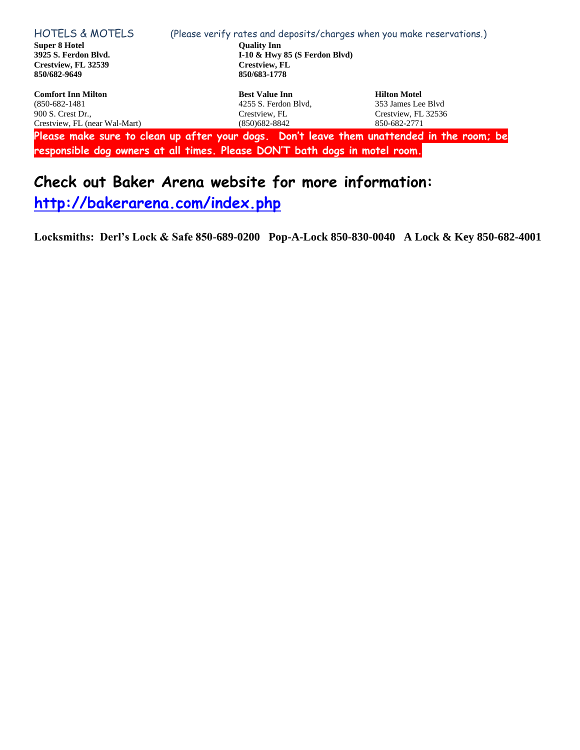HOTELS & MOTELS (Please verify rates and deposits/charges when you make reservations.)

**Super 8 Hotel**
**3925 S. Ferdon Blvd.**
**Crestview, FL 32539**
**850/682-9649**

**Quality Inn**
**I-10 & Hwy 85 (S Ferdon Blvd)**
**Crestview, FL**
**850/683-1778**

**Comfort Inn Milton**
(850-682-1481
900 S. Crest Dr.,
Crestview, FL (near Wal-Mart)

**Best Value Inn**
4255 S. Ferdon Blvd,
Crestview, FL
(850)682-8842

**Hilton Motel**
353 James Lee Blvd
Crestview, FL 32536
850-682-2771

**Please make sure to clean up after your dogs. Don't leave them unattended in the room; be responsible dog owners at all times. Please DON'T bath dogs in motel room.**

## Check out Baker Arena website for more information:

## [http://bakerarena.com/index.php](http://bakerarena.com/index.php)

**Locksmiths: Derl's Lock & Safe 850-689-0200 Pop-A-Lock 850-830-0040 A Lock & Key 850-682-4001**